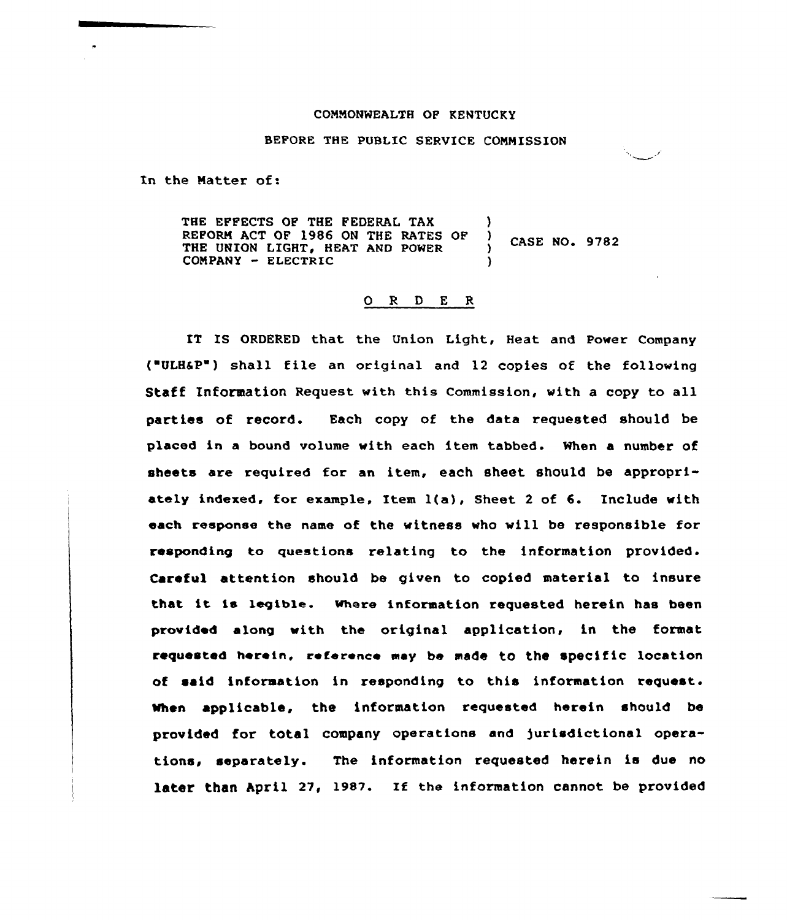COMMONWEALTH OF KENTUCKY

BEFORE THE PUBLIC SERVICE COMMISSION

In the Matter of:

| | | |
|---|---|---|
| THE EFFECTS OF THE FEDERAL TAX REFORM ACT OF 1986 ON THE RATES OF THE UNION LIGHT, HEAT AND POWER COMPANY - ELECTRIC | ) ) ) ) | CASE NO. 9782 |

## O R D E R

IT IS ORDERED that the Union Light, Heat and Power Company ("ULH&P") shall file an original and 12 copies of the following Staff Information Request with this Commission, with a copy to all parties of record. Each copy of the data requested should be placed in a bound volume with each item tabbed. When a number of sheets are required for an item, each sheet should be appropriately indexed, for example, Item 1(a), Sheet 2 of 6. Include with each response the name of the witness who will be responsible for responding to questions relating to the information provided. Careful attention should be given to copied material to insure that it is legible. Where information requested herein has been provided along with the original application, in the format requested herein, reference may be made to the specific location of said information in responding to this information request. When applicable, the information requested herein should be provided for total company operations and jurisdictional operations, separately. The information requested herein is due no later than April 27, 1987. If the information cannot be provided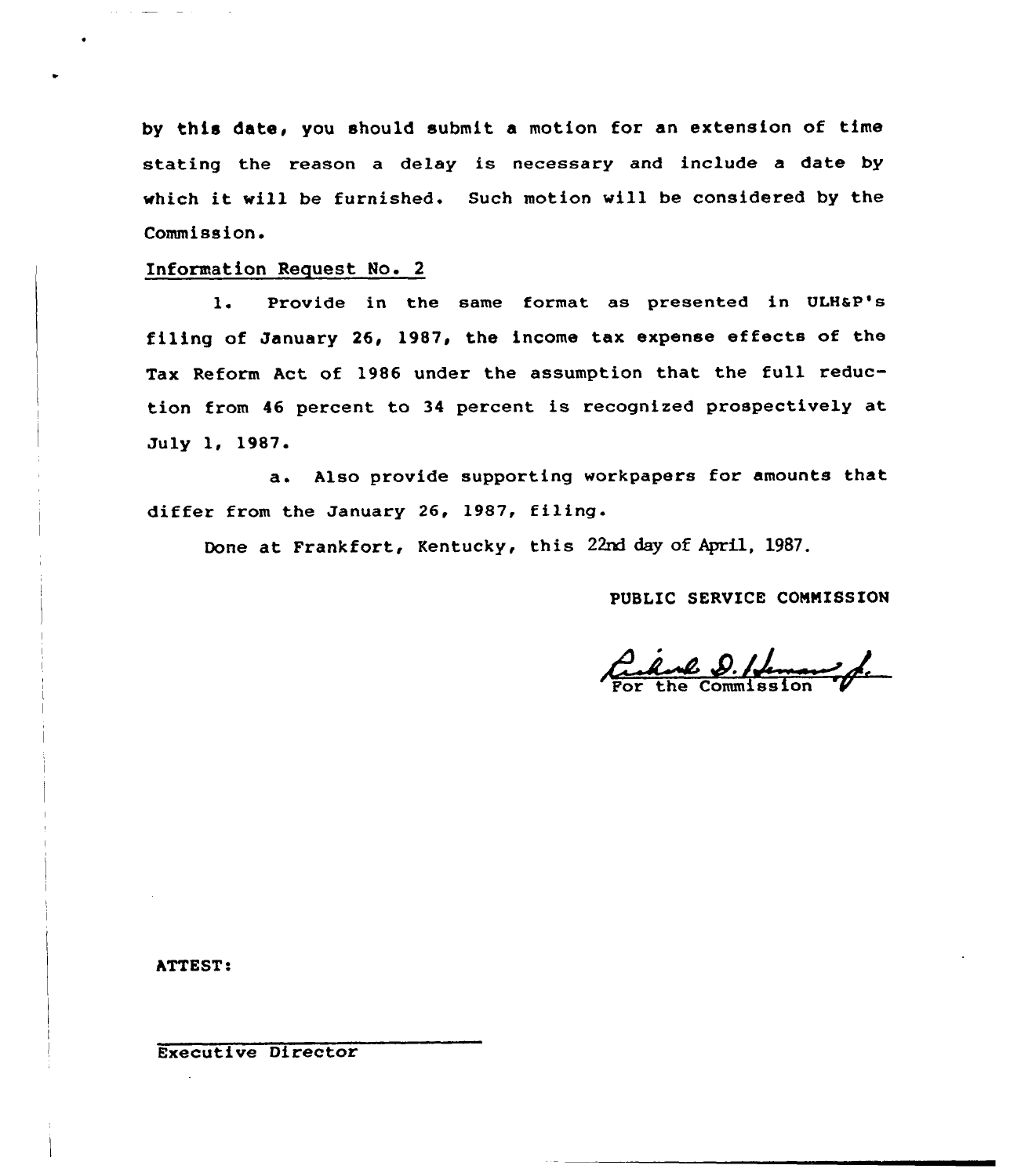by this date, you should submit a motion for an extension of time stating the reason a delay is necessary and include a date by which it will be furnished. Such motion will be considered by the Commission.

Information Request No. 2

1. Provide in the same format as presented in ULH&P's filing of January 26, 1987, the income tax expense effects of the Tax Reform Act of 1986 under the assumption that the full reduction from 46 percent to 34 percent is recognized prospectively at July 1, 1987.

a. Also provide supporting workpapers for amounts that differ from the January 26, 1987, filing.

Done at Frankfort, Kentucky, this 22nd day of April, 1987.

PUBLIC SERVICE COMMISSION

For the Commission

ATTEST:

Executive Director